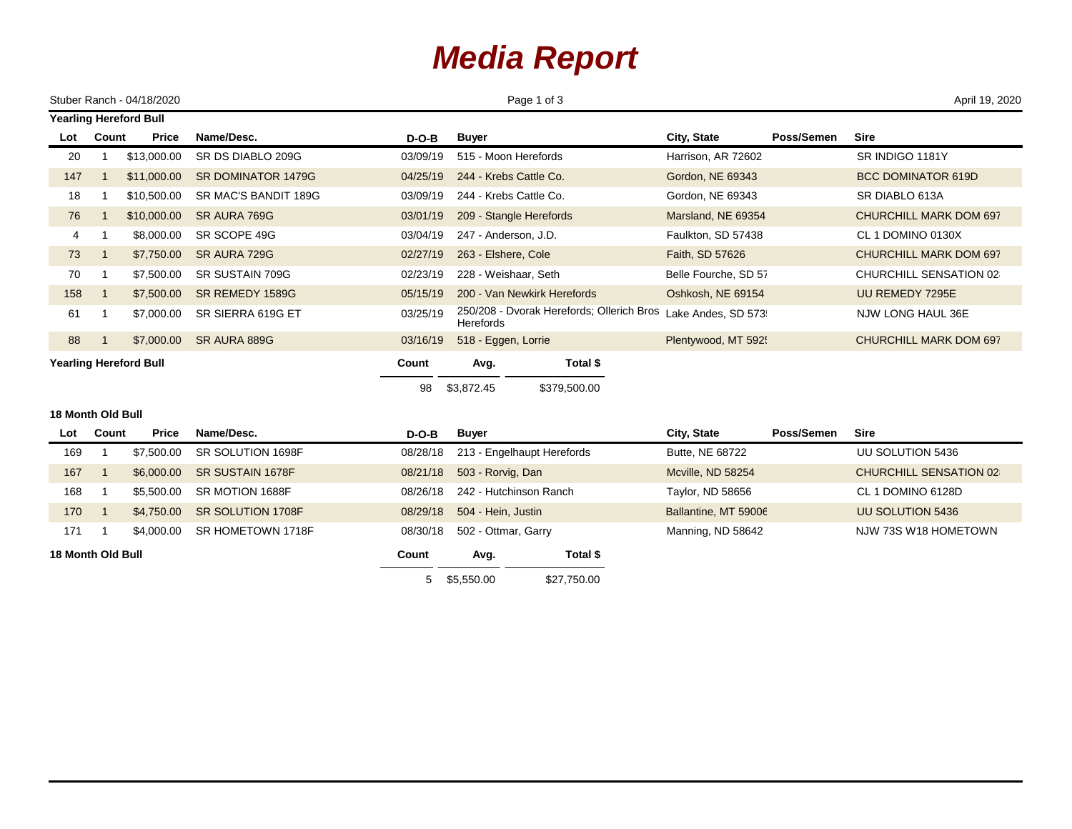# Media Report

Stuber Ranch - 04/18/2020 | April 19, 2020

**Yearling Hereford Bull**

| Lot | Count | Price | Name/Desc. | D-O-B | Buyer | City, State | Poss/Semen | Sire |
|---|---|---|---|---|---|---|---|---|
| 20 | 1 | $13,000.00 | SR DS DIABLO 209G | 03/09/19 | 515 - Moon Herefords | Harrison, AR 72602 | | SR INDIGO 1181Y |
| 147 | 1 | $11,000.00 | SR DOMINATOR 1479G | 04/25/19 | 244 - Krebs Cattle Co. | Gordon, NE 69343 | | BCC DOMINATOR 619D |
| 18 | 1 | $10,500.00 | SR MAC'S BANDIT 189G | 03/09/19 | 244 - Krebs Cattle Co. | Gordon, NE 69343 | | SR DIABLO 613A |
| 76 | 1 | $10,000.00 | SR AURA 769G | 03/01/19 | 209 - Stangle Herefords | Marsland, NE 69354 | | CHURCHILL MARK DOM 697 |
| 4 | 1 | $8,000.00 | SR SCOPE 49G | 03/04/19 | 247 - Anderson, J.D. | Faulkton, SD 57438 | | CL 1 DOMINO 0130X |
| 73 | 1 | $7,750.00 | SR AURA 729G | 02/27/19 | 263 - Elshere, Cole | Faith, SD 57626 | | CHURCHILL MARK DOM 697 |
| 70 | 1 | $7,500.00 | SR SUSTAIN 709G | 02/23/19 | 228 - Weishaar, Seth | Belle Fourche, SD 57 | | CHURCHILL SENSATION 02 |
| 158 | 1 | $7,500.00 | SR REMEDY 1589G | 05/15/19 | 200 - Van Newkirk Herefords | Oshkosh, NE 69154 | | UU REMEDY 7295E |
| 61 | 1 | $7,000.00 | SR SIERRA 619G ET | 03/25/19 | 250/208 - Dvorak Herefords; Ollerich Bros Herefords | Lake Andes, SD 573 | | NJW LONG HAUL 36E |
| 88 | 1 | $7,000.00 | SR AURA 889G | 03/16/19 | 518 - Eggen, Lorrie | Plentywood, MT 592 | | CHURCHILL MARK DOM 697 |

**Yearling Hereford Bull**

| Count | Avg. | Total $ |
|---|---|---|
| 98 | $3,872.45 | $379,500.00 |

**18 Month Old Bull**

| Lot | Count | Price | Name/Desc. | D-O-B | Buyer | City, State | Poss/Semen | Sire |
|---|---|---|---|---|---|---|---|---|
| 169 | 1 | $7,500.00 | SR SOLUTION 1698F | 08/28/18 | 213 - Engelhaupt Herefords | Butte, NE 68722 | | UU SOLUTION 5436 |
| 167 | 1 | $6,000.00 | SR SUSTAIN 1678F | 08/21/18 | 503 - Rorvig, Dan | Mcville, ND 58254 | | CHURCHILL SENSATION 02 |
| 168 | 1 | $5,500.00 | SR MOTION 1688F | 08/26/18 | 242 - Hutchinson Ranch | Taylor, ND 58656 | | CL 1 DOMINO 6128D |
| 170 | 1 | $4,750.00 | SR SOLUTION 1708F | 08/29/18 | 504 - Hein, Justin | Ballantine, MT 5900 | | UU SOLUTION 5436 |
| 171 | 1 | $4,000.00 | SR HOMETOWN 1718F | 08/30/18 | 502 - Ottmar, Garry | Manning, ND 58642 | | NJW 73S W18 HOMETOWN |

**18 Month Old Bull**

| Count | Avg. | Total $ |
|---|---|---|
| 5 | $5,550.00 | $27,750.00 |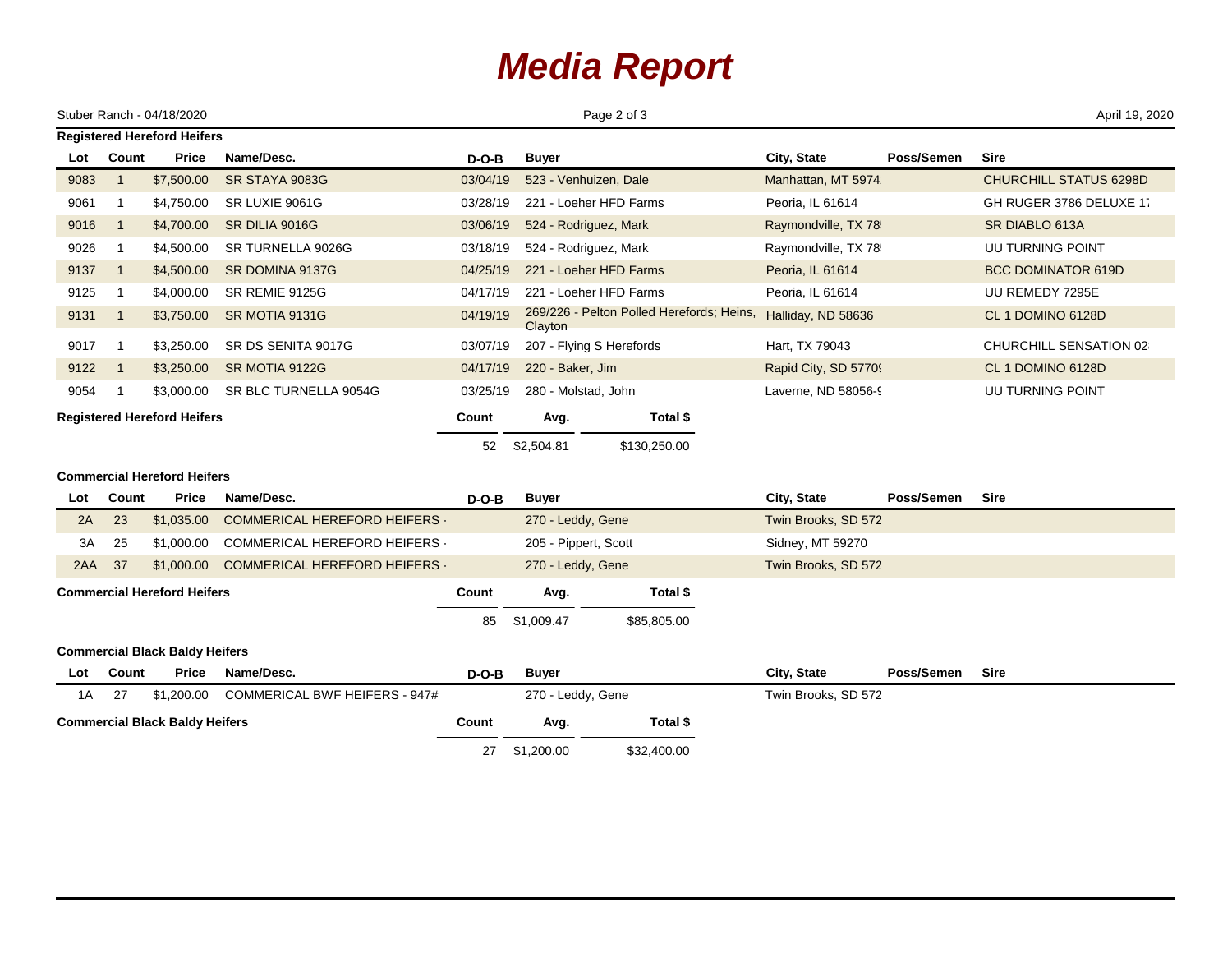# Media Report

Stuber Ranch - 04/18/2020

April 19, 2020

### Registered Hereford Heifers

| Lot | Count | Price | Name/Desc. | D-O-B | Buyer | City, State | Poss/Semen | Sire |
|---|---|---|---|---|---|---|---|---|
| 9083 | 1 | $7,500.00 | SR STAYA 9083G | 03/04/19 | 523 - Venhuizen, Dale | Manhattan, MT 5974 | | CHURCHILL STATUS 6298D |
| 9061 | 1 | $4,750.00 | SR LUXIE 9061G | 03/28/19 | 221 - Loeher HFD Farms | Peoria, IL 61614 | | GH RUGER 3786 DELUXE 1 |
| 9016 | 1 | $4,700.00 | SR DILIA 9016G | 03/06/19 | 524 - Rodriguez, Mark | Raymondville, TX 78 | | SR DIABLO 613A |
| 9026 | 1 | $4,500.00 | SR TURNELLA 9026G | 03/18/19 | 524 - Rodriguez, Mark | Raymondville, TX 78 | | UU TURNING POINT |
| 9137 | 1 | $4,500.00 | SR DOMINA 9137G | 04/25/19 | 221 - Loeher HFD Farms | Peoria, IL 61614 | | BCC DOMINATOR 619D |
| 9125 | 1 | $4,000.00 | SR REMIE 9125G | 04/17/19 | 221 - Loeher HFD Farms | Peoria, IL 61614 | | UU REMEDY 7295E |
| 9131 | 1 | $3,750.00 | SR MOTIA 9131G | 04/19/19 | 269/226 - Pelton Polled Herefords; Heins, Clayton | Halliday, ND 58636 | | CL 1 DOMINO 6128D |
| 9017 | 1 | $3,250.00 | SR DS SENITA 9017G | 03/07/19 | 207 - Flying S Herefords | Hart, TX 79043 | | CHURCHILL SENSATION 02 |
| 9122 | 1 | $3,250.00 | SR MOTIA 9122G | 04/17/19 | 220 - Baker, Jim | Rapid City, SD 5770 | | CL 1 DOMINO 6128D |
| 9054 | 1 | $3,000.00 | SR BLC TURNELLA 9054G | 03/25/19 | 280 - Molstad, John | Laverne, ND 58056- | | UU TURNING POINT |

**Registered Hereford Heifers**

| Count | Avg. | Total $ |
|---|---|---|
| 52 | $2,504.81 | $130,250.00 |

### Commercial Hereford Heifers

| Lot | Count | Price | Name/Desc. | D-O-B | Buyer | City, State | Poss/Semen | Sire |
|---|---|---|---|---|---|---|---|---|
| 2A | 23 | $1,035.00 | COMMERICAL HEREFORD HEIFERS - | | 270 - Leddy, Gene | Twin Brooks, SD 572 | | |
| 3A | 25 | $1,000.00 | COMMERICAL HEREFORD HEIFERS - | | 205 - Pippert, Scott | Sidney, MT 59270 | | |
| 2AA | 37 | $1,000.00 | COMMERICAL HEREFORD HEIFERS - | | 270 - Leddy, Gene | Twin Brooks, SD 572 | | |

**Commercial Hereford Heifers**

| Count | Avg. | Total $ |
|---|---|---|
| 85 | $1,009.47 | $85,805.00 |

### Commercial Black Baldy Heifers

| Lot | Count | Price | Name/Desc. | D-O-B | Buyer | City, State | Poss/Semen | Sire |
|---|---|---|---|---|---|---|---|---|
| 1A | 27 | $1,200.00 | COMMERICAL BWF HEIFERS - 947# | | 270 - Leddy, Gene | Twin Brooks, SD 572 | | |

**Commercial Black Baldy Heifers**

| Count | Avg. | Total $ |
|---|---|---|
| 27 | $1,200.00 | $32,400.00 |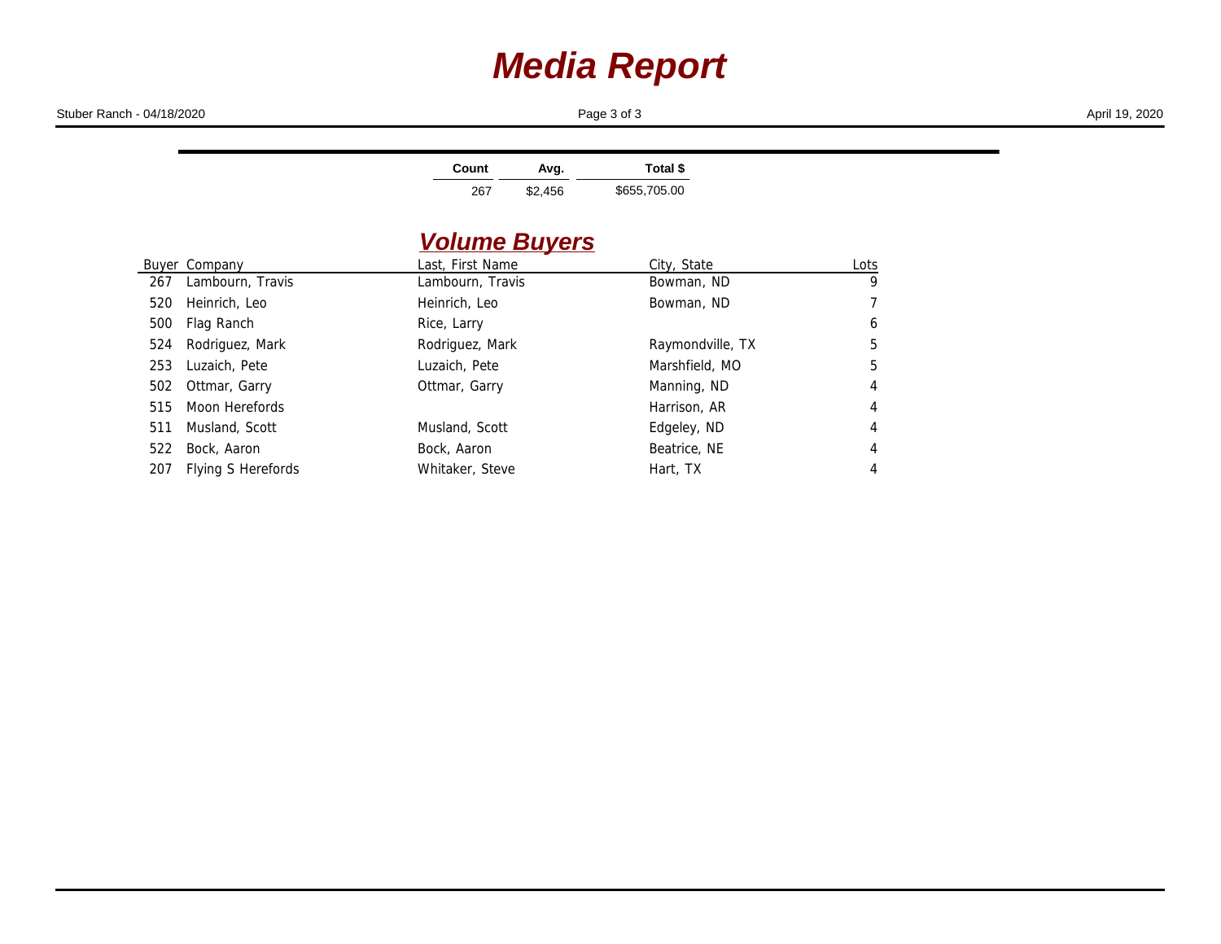# Media Report

| Count | Avg. | Total $ |
|---|---|---|
| 267 | $2,456 | $655,705.00 |

## *Volume Buyers*

| Buyer | Company | Last, First Name | City, State | Lots |
|---|---|---|---|---|
| 267 | Lambourn, Travis | Lambourn, Travis | Bowman, ND | 9 |
| 520 | Heinrich, Leo | Heinrich, Leo | Bowman, ND | 7 |
| 500 | Flag Ranch | Rice, Larry | | 6 |
| 524 | Rodriguez, Mark | Rodriguez, Mark | Raymondville, TX | 5 |
| 253 | Luzaich, Pete | Luzaich, Pete | Marshfield, MO | 5 |
| 502 | Ottmar, Garry | Ottmar, Garry | Manning, ND | 4 |
| 515 | Moon Herefords | | Harrison, AR | 4 |
| 511 | Musland, Scott | Musland, Scott | Edgeley, ND | 4 |
| 522 | Bock, Aaron | Bock, Aaron | Beatrice, NE | 4 |
| 207 | Flying S Herefords | Whitaker, Steve | Hart, TX | 4 |